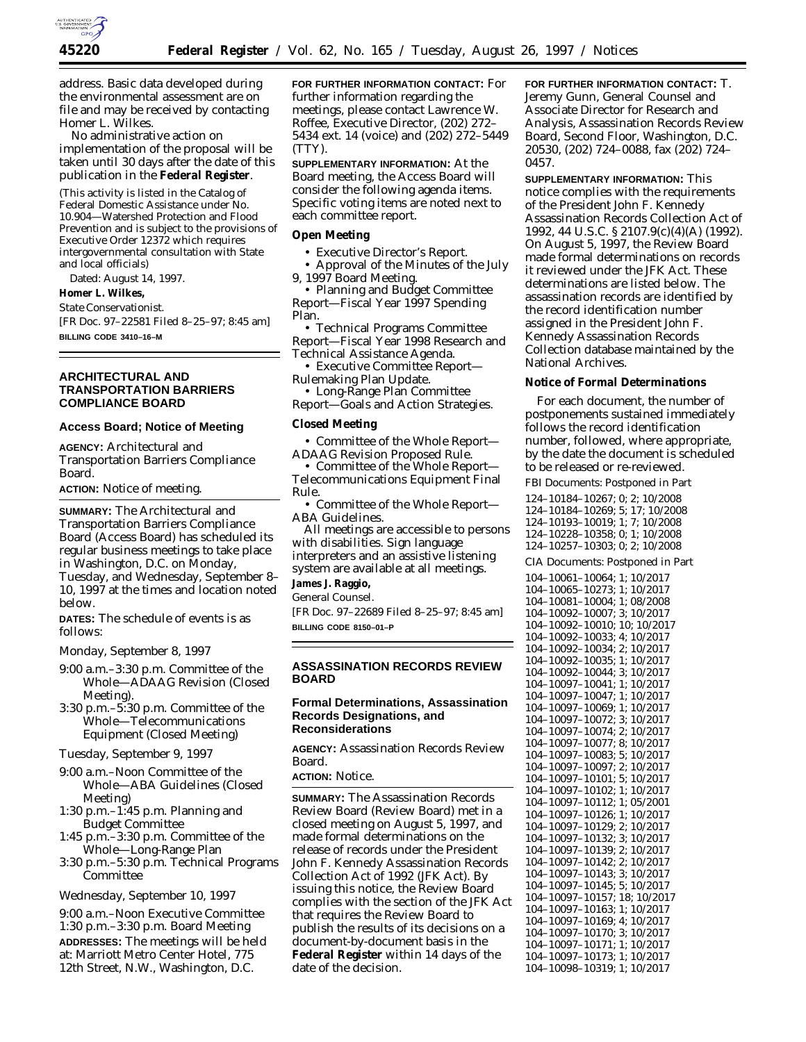address. Basic data developed during the environmental assessment are on file and may be received by contacting Homer L. Wilkes.

No administrative action on implementation of the proposal will be taken until 30 days after the date of this publication in the **Federal Register**.

(This activity is listed in the Catalog of Federal Domestic Assistance under No. 10.904—Watershed Protection and Flood Prevention and is subject to the provisions of Executive Order 12372 which requires intergovernmental consultation with State and local officials)

Dated: August 14, 1997.

**Homer L. Wilkes,**

*State Conservationist.*

[FR Doc. 97–22581 Filed 8–25–97; 8:45 am]

**BILLING CODE 3410–16–M**

## ARCHITECTURAL AND TRANSPORTATION BARRIERS COMPLIANCE BOARD

### Access Board; Notice of Meeting

**AGENCY:** Architectural and Transportation Barriers Compliance Board.

**ACTION:** Notice of meeting.

**SUMMARY:** The Architectural and Transportation Barriers Compliance Board (Access Board) has scheduled its regular business meetings to take place in Washington, D.C. on Monday, Tuesday, and Wednesday, September 8–10, 1997 at the times and location noted below.

**DATES:** The schedule of events is as follows:

*Monday, September 8, 1997*

9:00 a.m.–3:30 p.m. Committee of the Whole—ADAAG Revision (Closed Meeting).

3:30 p.m.–5:30 p.m. Committee of the Whole—Telecommunications Equipment (Closed Meeting)

*Tuesday, September 9, 1997*

9:00 a.m.–Noon Committee of the Whole—ABA Guidelines (Closed Meeting)

1:30 p.m.–1:45 p.m. Planning and Budget Committee

1:45 p.m.–3:30 p.m. Committee of the Whole—Long-Range Plan

3:30 p.m.–5:30 p.m. Technical Programs Committee

*Wednesday, September 10, 1997*

9:00 a.m.–Noon Executive Committee

1:30 p.m.–3:30 p.m. Board Meeting

**ADDRESSES:** The meetings will be held at: Marriott Metro Center Hotel, 775 12th Street, N.W., Washington, D.C.

**FOR FURTHER INFORMATION CONTACT:** For further information regarding the meetings, please contact Lawrence W. Roffee, Executive Director, (202) 272–5434 ext. 14 (voice) and (202) 272–5449 (TTY).

**SUPPLEMENTARY INFORMATION:** At the Board meeting, the Access Board will consider the following agenda items. Specific voting items are noted next to each committee report.

#### Open Meeting

- Executive Director's Report.
- Approval of the Minutes of the July 9, 1997 Board Meeting.
- Planning and Budget Committee Report—Fiscal Year 1997 Spending Plan.
- Technical Programs Committee Report—Fiscal Year 1998 Research and Technical Assistance Agenda.
- Executive Committee Report—Rulemaking Plan Update.
- Long-Range Plan Committee Report—Goals and Action Strategies.

#### Closed Meeting

- Committee of the Whole Report—ADAAG Revision Proposed Rule.
- Committee of the Whole Report—Telecommunications Equipment Final Rule.
- Committee of the Whole Report—ABA Guidelines.

All meetings are accessible to persons with disabilities. Sign language interpreters and an assistive listening system are available at all meetings.

**James J. Raggio,**

*General Counsel.*

[FR Doc. 97–22689 Filed 8–25–97; 8:45 am]

**BILLING CODE 8150–01–P**

## ASSASSINATION RECORDS REVIEW BOARD

### Formal Determinations, Assassination Records Designations, and Reconsiderations

**AGENCY:** Assassination Records Review Board.

**ACTION:** Notice.

**SUMMARY:** The Assassination Records Review Board (Review Board) met in a closed meeting on August 5, 1997, and made formal determinations on the release of records under the President John F. Kennedy Assassination Records Collection Act of 1992 (JFK Act). By issuing this notice, the Review Board complies with the section of the JFK Act that requires the Review Board to publish the results of its decisions on a document-by-document basis in the **Federal Register** within 14 days of the date of the decision.

**FOR FURTHER INFORMATION CONTACT:** T. Jeremy Gunn, General Counsel and Associate Director for Research and Analysis, Assassination Records Review Board, Second Floor, Washington, D.C. 20530, (202) 724–0088, fax (202) 724–0457.

**SUPPLEMENTARY INFORMATION:** This notice complies with the requirements of the President John F. Kennedy Assassination Records Collection Act of 1992, 44 U.S.C. § 2107.9(c)(4)(A) (1992). On August 5, 1997, the Review Board made formal determinations on records it reviewed under the JFK Act. These determinations are listed below. The assassination records are identified by the record identification number assigned in the President John F. Kennedy Assassination Records Collection database maintained by the National Archives.

#### Notice of Formal Determinations

For each document, the number of postponements sustained immediately follows the record identification number, followed, where appropriate, by the date the document is scheduled to be released or re-reviewed.

*FBI Documents: Postponed in Part*

124–10184–10267; 0; 2; 10/2008
124–10184–10269; 5; 17; 10/2008
124–10193–10019; 1; 7; 10/2008
124–10228–10358; 0; 1; 10/2008
124–10257–10303; 0; 2; 10/2008

*CIA Documents: Postponed in Part*

104–10061–10064; 1; 10/2017
104–10065–10273; 1; 10/2017
104–10081–10004; 1; 08/2008
104–10092–10007; 3; 10/2017
104–10092–10010; 10; 10/2017
104–10092–10033; 4; 10/2017
104–10092–10034; 2; 10/2017
104–10092–10035; 1; 10/2017
104–10092–10044; 3; 10/2017
104–10097–10041; 1; 10/2017
104–10097–10047; 1; 10/2017
104–10097–10069; 1; 10/2017
104–10097–10072; 3; 10/2017
104–10097–10074; 2; 10/2017
104–10097–10077; 8; 10/2017
104–10097–10083; 5; 10/2017
104–10097–10097; 2; 10/2017
104–10097–10101; 5; 10/2017
104–10097–10102; 1; 10/2017
104–10097–10112; 1; 05/2001
104–10097–10126; 1; 10/2017
104–10097–10129; 2; 10/2017
104–10097–10132; 3; 10/2017
104–10097–10139; 2; 10/2017
104–10097–10142; 2; 10/2017
104–10097–10143; 3; 10/2017
104–10097–10145; 5; 10/2017
104–10097–10157; 18; 10/2017
104–10097–10163; 1; 10/2017
104–10097–10169; 4; 10/2017
104–10097–10170; 3; 10/2017
104–10097–10171; 1; 10/2017
104–10097–10173; 1; 10/2017
104–10098–10319; 1; 10/2017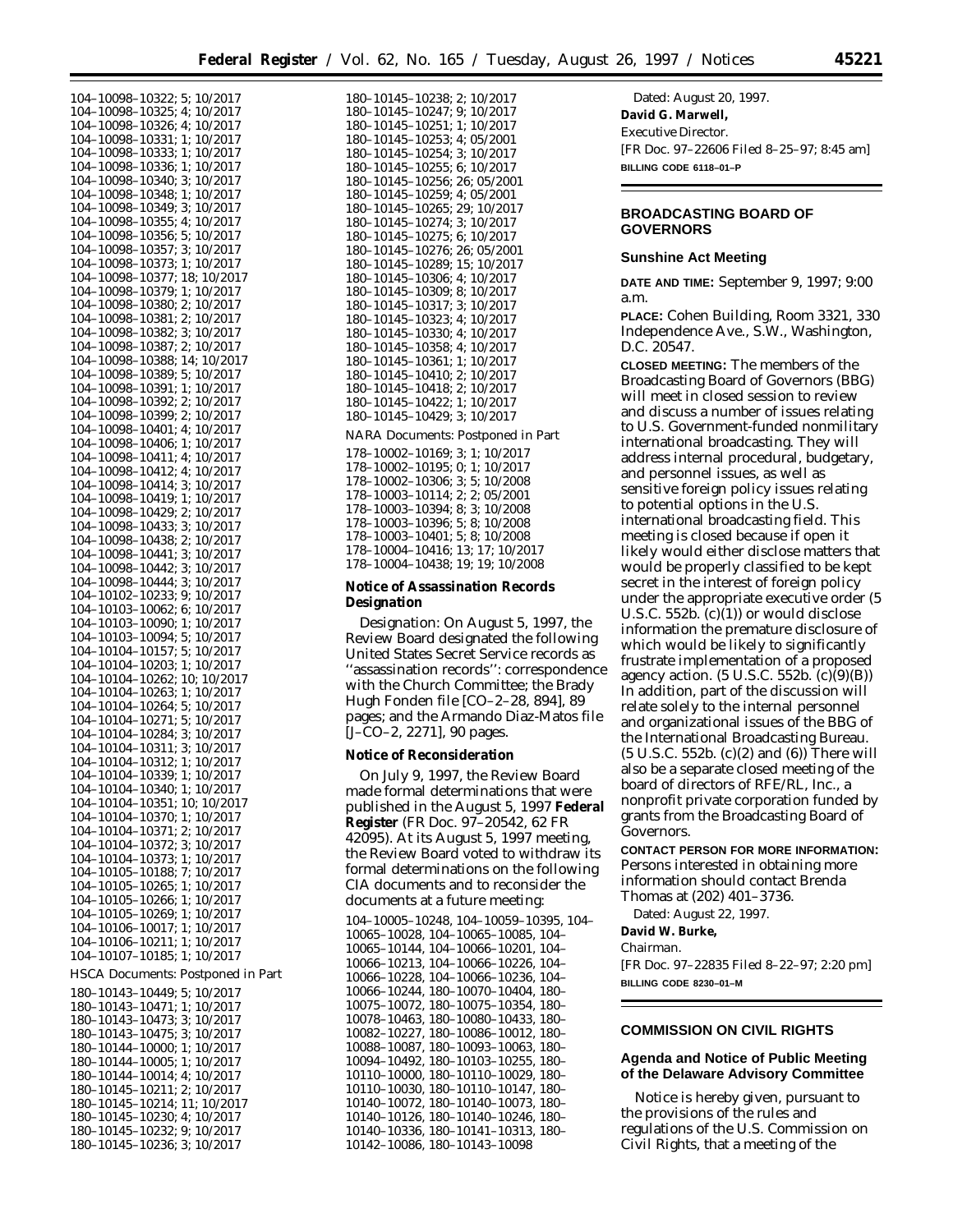104–10098–10322; 5; 10/2017
104–10098–10325; 4; 10/2017
104–10098–10326; 4; 10/2017
104–10098–10331; 1; 10/2017
104–10098–10333; 1; 10/2017
104–10098–10336; 1; 10/2017
104–10098–10340; 3; 10/2017
104–10098–10348; 1; 10/2017
104–10098–10349; 3; 10/2017
104–10098–10355; 4; 10/2017
104–10098–10356; 5; 10/2017
104–10098–10357; 3; 10/2017
104–10098–10373; 1; 10/2017
104–10098–10377; 18; 10/2017
104–10098–10379; 1; 10/2017
104–10098–10380; 2; 10/2017
104–10098–10381; 2; 10/2017
104–10098–10382; 3; 10/2017
104–10098–10387; 2; 10/2017
104–10098–10388; 14; 10/2017
104–10098–10389; 5; 10/2017
104–10098–10391; 1; 10/2017
104–10098–10392; 2; 10/2017
104–10098–10399; 2; 10/2017
104–10098–10401; 4; 10/2017
104–10098–10406; 1; 10/2017
104–10098–10411; 4; 10/2017
104–10098–10412; 4; 10/2017
104–10098–10414; 3; 10/2017
104–10098–10419; 1; 10/2017
104–10098–10429; 2; 10/2017
104–10098–10433; 3; 10/2017
104–10098–10438; 2; 10/2017
104–10098–10441; 3; 10/2017
104–10098–10442; 3; 10/2017
104–10098–10444; 3; 10/2017
104–10102–10233; 9; 10/2017
104–10103–10062; 6; 10/2017
104–10103–10090; 1; 10/2017
104–10103–10094; 5; 10/2017
104–10104–10157; 5; 10/2017
104–10104–10203; 1; 10/2017
104–10104–10262; 10; 10/2017
104–10104–10263; 1; 10/2017
104–10104–10264; 5; 10/2017
104–10104–10271; 5; 10/2017
104–10104–10284; 3; 10/2017
104–10104–10311; 3; 10/2017
104–10104–10312; 1; 10/2017
104–10104–10339; 1; 10/2017
104–10104–10340; 1; 10/2017
104–10104–10351; 10; 10/2017
104–10104–10370; 1; 10/2017
104–10104–10371; 2; 10/2017
104–10104–10372; 3; 10/2017
104–10104–10373; 1; 10/2017
104–10105–10188; 7; 10/2017
104–10105–10265; 1; 10/2017
104–10105–10266; 1; 10/2017
104–10105–10269; 1; 10/2017
104–10106–10017; 1; 10/2017
104–10106–10211; 1; 10/2017
104–10107–10185; 1; 10/2017

HSCA Documents: Postponed in Part

180–10143–10449; 5; 10/2017
180–10143–10471; 1; 10/2017
180–10143–10473; 3; 10/2017
180–10143–10475; 3; 10/2017
180–10144–10000; 1; 10/2017
180–10144–10005; 1; 10/2017
180–10144–10014; 4; 10/2017
180–10145–10211; 2; 10/2017
180–10145–10214; 11; 10/2017
180–10145–10230; 4; 10/2017
180–10145–10232; 9; 10/2017
180–10145–10236; 3; 10/2017
180–10145–10238; 2; 10/2017
180–10145–10247; 9; 10/2017
180–10145–10251; 1; 10/2017
180–10145–10253; 4; 05/2001
180–10145–10254; 3; 10/2017
180–10145–10255; 6; 10/2017
180–10145–10256; 26; 05/2001
180–10145–10259; 4; 05/2001
180–10145–10265; 29; 10/2017
180–10145–10274; 3; 10/2017
180–10145–10275; 6; 10/2017
180–10145–10276; 26; 05/2001
180–10145–10289; 15; 10/2017
180–10145–10306; 4; 10/2017
180–10145–10309; 8; 10/2017
180–10145–10317; 3; 10/2017
180–10145–10323; 4; 10/2017
180–10145–10330; 4; 10/2017
180–10145–10358; 4; 10/2017
180–10145–10361; 1; 10/2017
180–10145–10410; 2; 10/2017
180–10145–10418; 2; 10/2017
180–10145–10422; 1; 10/2017
180–10145–10429; 3; 10/2017

NARA Documents: Postponed in Part

178–10002–10169; 3; 1; 10/2017
178–10002–10195; 0; 1; 10/2017
178–10002–10306; 3; 5; 10/2008
178–10003–10114; 2; 2; 05/2001
178–10003–10394; 8; 3; 10/2008
178–10003–10396; 5; 8; 10/2008
178–10003–10401; 5; 8; 10/2008
178–10004–10416; 13; 17; 10/2017
178–10004–10438; 19; 19; 10/2008

**Notice of Assassination Records Designation**

*Designation:* On August 5, 1997, the Review Board designated the following United States Secret Service records as ''assassination records'': correspondence with the Church Committee; the Brady Hugh Fonden file [CO–2–28, 894], 89 pages; and the Armando Diaz-Matos file [J–CO–2, 2271], 90 pages.

**Notice of Reconsideration**

On July 9, 1997, the Review Board made formal determinations that were published in the August 5, 1997 **Federal Register** (FR Doc. 97–20542, 62 FR 42095). At its August 5, 1997 meeting, the Review Board voted to withdraw its formal determinations on the following CIA documents and to reconsider the documents at a future meeting:

104–10005–10248, 104–10059–10395, 104–10065–10028, 104–10065–10085, 104–10065–10144, 104–10066–10201, 104–10066–10213, 104–10066–10226, 104–10066–10228, 104–10066–10236, 104–10066–10244, 180–10070–10404, 180–10075–10072, 180–10075–10354, 180–10078–10463, 180–10080–10433, 180–10082–10227, 180–10086–10012, 180–10088–10087, 180–10093–10063, 180–10094–10492, 180–10103–10255, 180–10110–10000, 180–10110–10029, 180–10110–10030, 180–10110–10147, 180–10140–10072, 180–10140–10073, 180–10140–10126, 180–10140–10246, 180–10140–10336, 180–10141–10313, 180–10142–10086, 180–10143–10098

Dated: August 20, 1997.

**David G. Marwell,**

*Executive Director.*

[FR Doc. 97–22606 Filed 8–25–97; 8:45 am]

**BILLING CODE 6118–01–P**

## BROADCASTING BOARD OF GOVERNORS

### Sunshine Act Meeting

**DATE AND TIME:** September 9, 1997; 9:00 a.m.

**PLACE:** Cohen Building, Room 3321, 330 Independence Ave., S.W., Washington, D.C. 20547.

**CLOSED MEETING:** The members of the Broadcasting Board of Governors (BBG) will meet in closed session to review and discuss a number of issues relating to U.S. Government-funded nonmilitary international broadcasting. They will address internal procedural, budgetary, and personnel issues, as well as sensitive foreign policy issues relating to potential options in the U.S. international broadcasting field. This meeting is closed because if open it likely would either disclose matters that would be properly classified to be kept secret in the interest of foreign policy under the appropriate executive order (5 U.S.C. 552b. (c)(1)) or would disclose information the premature disclosure of which would be likely to significantly frustrate implementation of a proposed agency action. (5 U.S.C. 552b. (c)(9)(B)) In addition, part of the discussion will relate solely to the internal personnel and organizational issues of the BBG of the International Broadcasting Bureau. (5 U.S.C. 552b. (c)(2) and (6)) There will also be a separate closed meeting of the board of directors of RFE/RL, Inc., a nonprofit private corporation funded by grants from the Broadcasting Board of Governors.

**CONTACT PERSON FOR MORE INFORMATION:** Persons interested in obtaining more information should contact Brenda Thomas at (202) 401–3736.

Dated: August 22, 1997.

**David W. Burke,**

*Chairman.*

[FR Doc. 97–22835 Filed 8–22–97; 2:20 pm]

**BILLING CODE 8230–01–M**

## COMMISSION ON CIVIL RIGHTS

### Agenda and Notice of Public Meeting of the Delaware Advisory Committee

Notice is hereby given, pursuant to the provisions of the rules and regulations of the U.S. Commission on Civil Rights, that a meeting of the